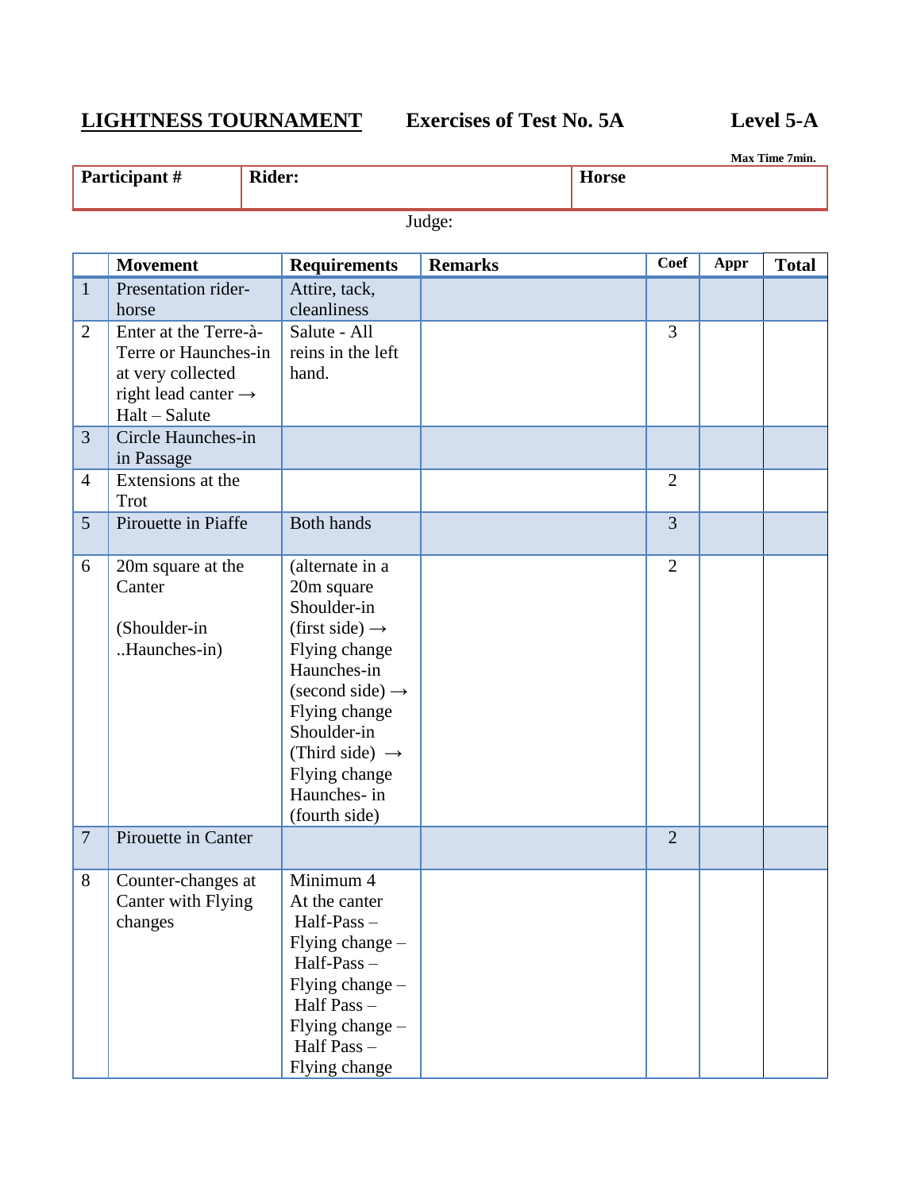**LIGHTNESS TOURNAMENT** **Exercises of Test No. 5A** **Level 5-A**

**Max Time 7min.**

| Participant # | Rider: | Horse |
|---|---|---|

Judge:

| | Movement | Requirements | Remarks | Coef | Appr | Total |
|---|---|---|---|---|---|---|
| 1 | Presentation rider-horse | Attire, tack, cleanliness | | | | |
| 2 | Enter at the Terre-à-Terre or Haunches-in at very collected right lead canter → Halt – Salute | Salute - All reins in the left hand. | | 3 | | |
| 3 | Circle Haunches-in in Passage | | | | | |
| 4 | Extensions at the Trot | | | 2 | | |
| 5 | Pirouette in Piaffe | Both hands | | 3 | | |
| 6 | 20m square at the Canter<br><br>(Shoulder-in ..Haunches-in) | (alternate in a 20m square Shoulder-in (first side) → Flying change Haunches-in (second side) → Flying change Shoulder-in (Third side) → Flying change Haunches- in (fourth side) | | 2 | | |
| 7 | Pirouette in Canter | | | 2 | | |
| 8 | Counter-changes at Canter with Flying changes | Minimum 4 At the canter Half-Pass – Flying change – Half-Pass – Flying change – Half Pass – Flying change – Half Pass – Flying change | | | | |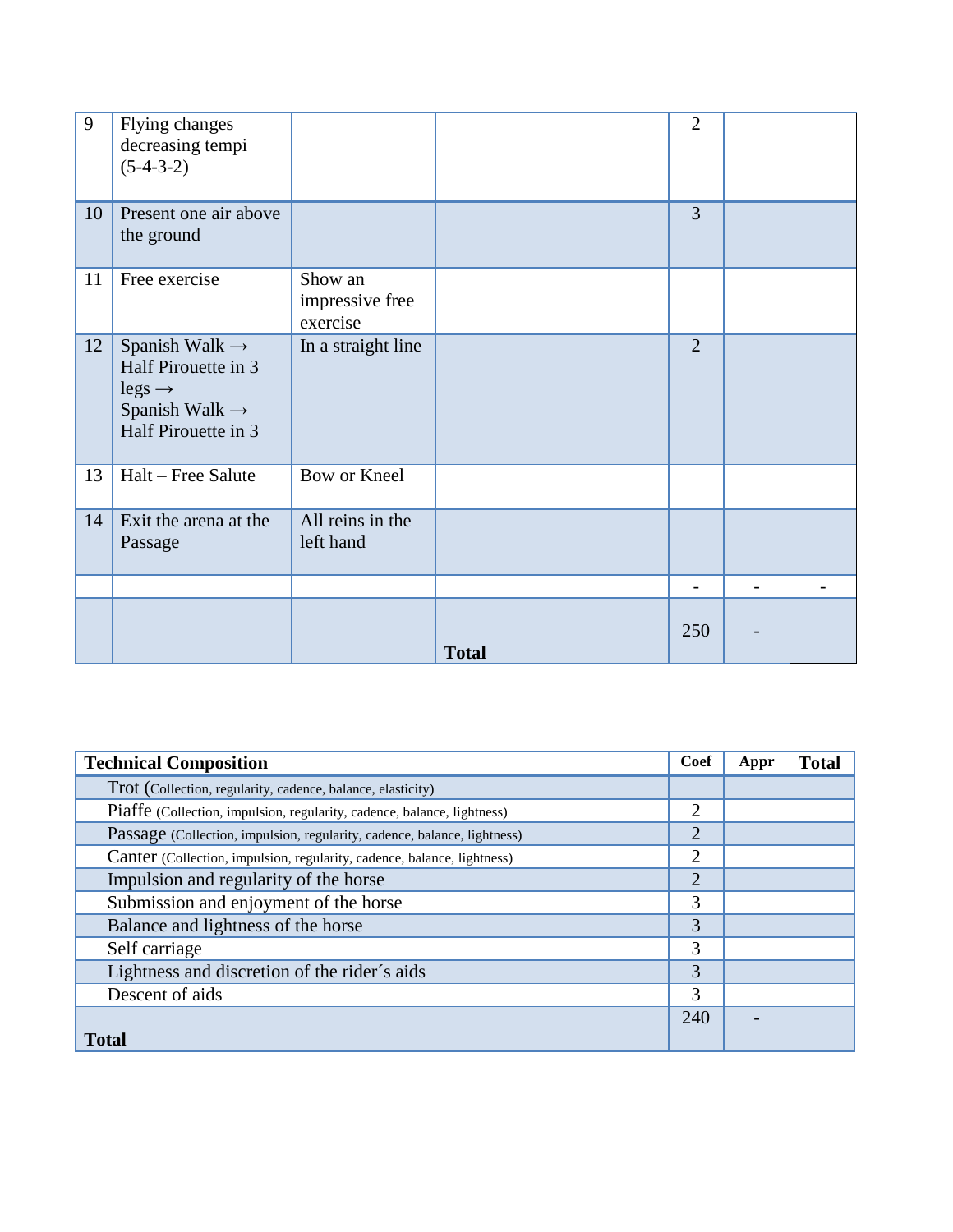| | | | | | | |
|---|---|---|---|---|---|---|
| 9 | Flying changes decreasing tempi (5-4-3-2) | | | 2 | | |
| 10 | Present one air above the ground | | | 3 | | |
| 11 | Free exercise | Show an impressive free exercise | | | | |
| 12 | Spanish Walk → Half Pirouette in 3 legs → Spanish Walk → Half Pirouette in 3 | In a straight line | | 2 | | |
| 13 | Halt – Free Salute | Bow or Kneel | | | | |
| 14 | Exit the arena at the Passage | All reins in the left hand | | | | |
| | | | | - | - | - |
| | | | **Total** | 250 | - | |

| **Technical Composition** | **Coef** | **Appr** | **Total** |
|---|---|---|---|
| Trot (Collection, regularity, cadence, balance, elasticity) | | | |
| Piaffe (Collection, impulsion, regularity, cadence, balance, lightness) | 2 | | |
| Passage (Collection, impulsion, regularity, cadence, balance, lightness) | 2 | | |
| Canter (Collection, impulsion, regularity, cadence, balance, lightness) | 2 | | |
| Impulsion and regularity of the horse | 2 | | |
| Submission and enjoyment of the horse | 3 | | |
| Balance and lightness of the horse | 3 | | |
| Self carriage | 3 | | |
| Lightness and discretion of the rider´s aids | 3 | | |
| Descent of aids | 3 | | |
| **Total** | 240 | - | |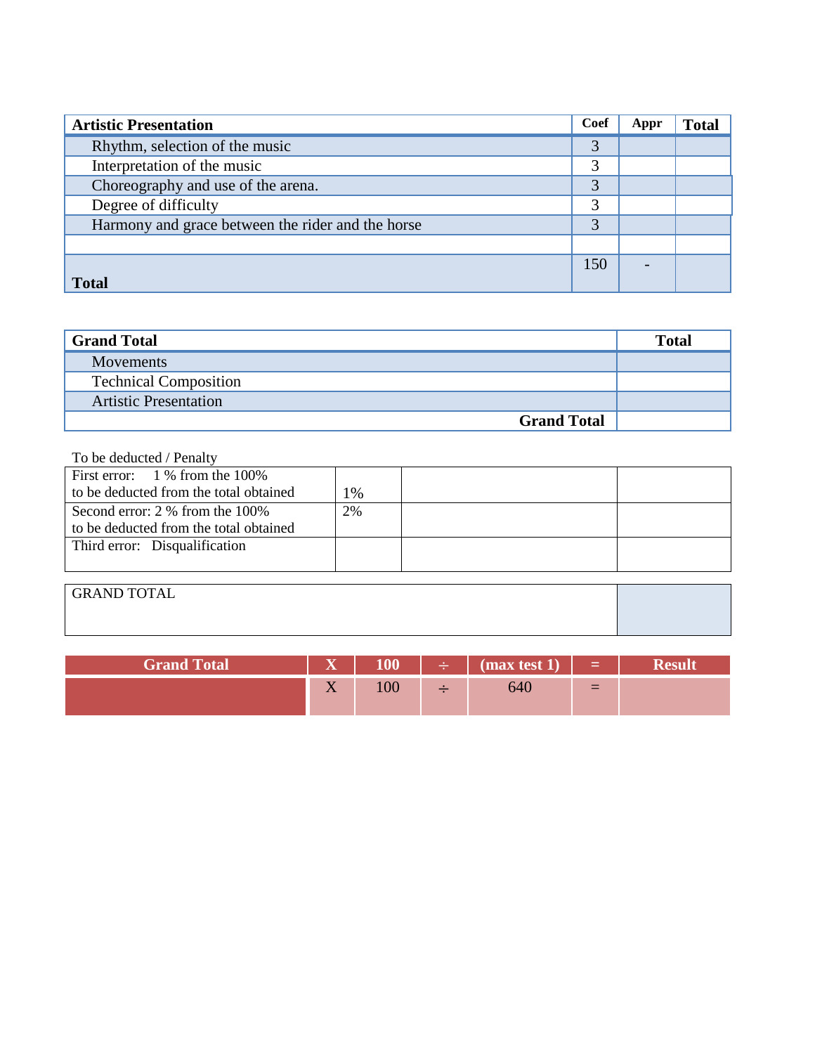| Artistic Presentation | Coef | Appr | Total |
|---|---|---|---|
| Rhythm, selection of the music | 3 | | |
| Interpretation of the music | 3 | | |
| Choreography and use of the arena. | 3 | | |
| Degree of difficulty | 3 | | |
| Harmony and grace between the rider and the horse | 3 | | |
| | | | |
| **Total** | 150 | - | |

| Grand Total | Total |
|---|---|
| Movements | |
| Technical Composition | |
| Artistic Presentation | |
| **Grand Total** | |

To be deducted / Penalty

| | | | |
|---|---|---|---|
| First error: 1 % from the 100% to be deducted from the total obtained | 1% | | |
| Second error: 2 % from the 100% to be deducted from the total obtained | 2% | | |
| Third error: Disqualification | | | |

| GRAND TOTAL | |
|---|---|

| Grand Total | X | 100 | ÷ | (max test 1) | = | Result |
|---|---|---|---|---|---|---|
| | X | 100 | ÷ | 640 | = | |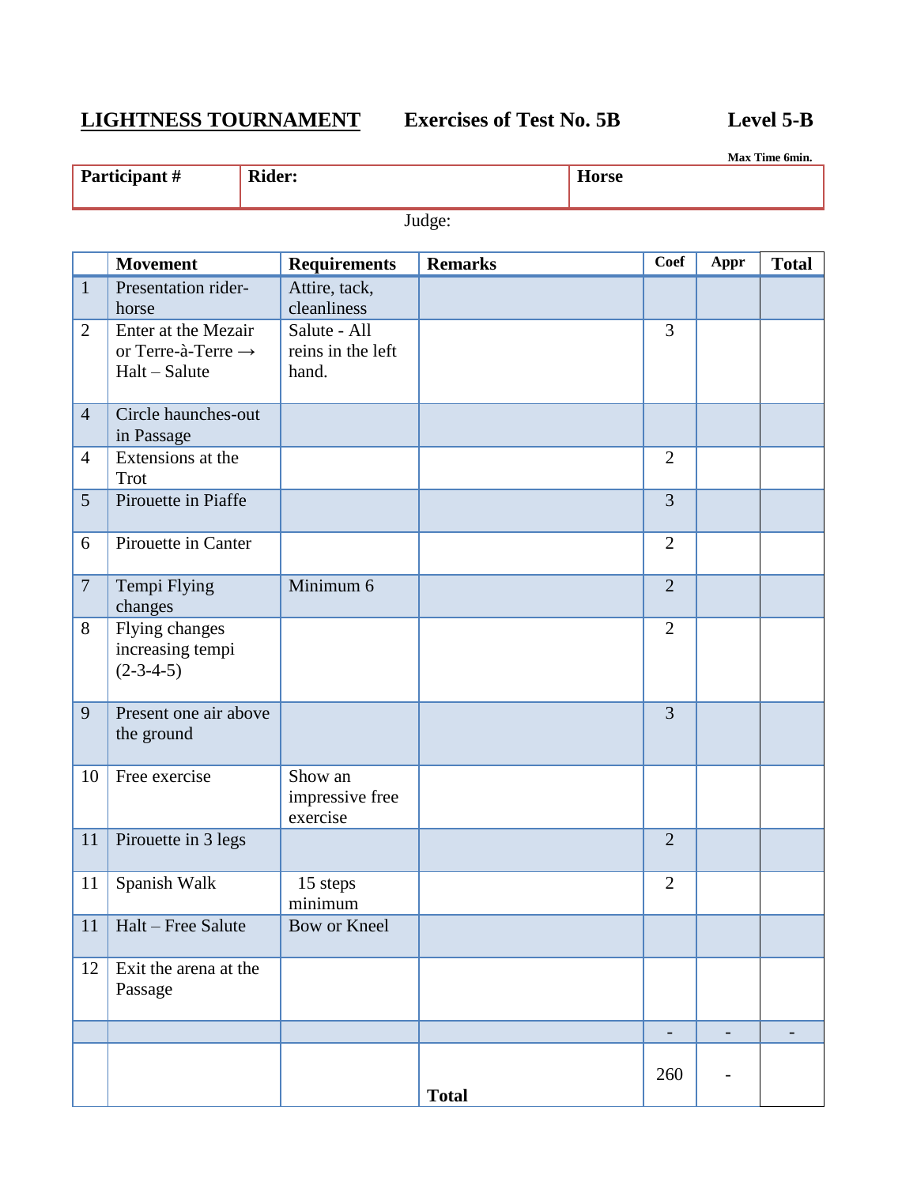**LIGHTNESS TOURNAMENT** **Exercises of Test No. 5B** **Level 5-B**

**Max Time 6min.**

| **Participant #** | **Rider:** | **Horse** |
|---|---|---|
| | | |

Judge:

| | **Movement** | **Requirements** | **Remarks** | **Coef** | **Appr** | **Total** |
|---|---|---|---|---|---|---|
| 1 | Presentation rider-horse | Attire, tack, cleanliness | | | | |
| 2 | Enter at the Mezair or Terre-à-Terre → Halt – Salute | Salute - All reins in the left hand. | | 3 | | |
| 4 | Circle haunches-out in Passage | | | | | |
| 4 | Extensions at the Trot | | | 2 | | |
| 5 | Pirouette in Piaffe | | | 3 | | |
| 6 | Pirouette in Canter | | | 2 | | |
| 7 | Tempi Flying changes | Minimum 6 | | 2 | | |
| 8 | Flying changes increasing tempi (2-3-4-5) | | | 2 | | |
| 9 | Present one air above the ground | | | 3 | | |
| 10 | Free exercise | Show an impressive free exercise | | | | |
| 11 | Pirouette in 3 legs | | | 2 | | |
| 11 | Spanish Walk | 15 steps minimum | | 2 | | |
| 11 | Halt – Free Salute | Bow or Kneel | | | | |
| 12 | Exit the arena at the Passage | | | | | |
| | | | | - | - | - |
| | | | **Total** | 260 | - | |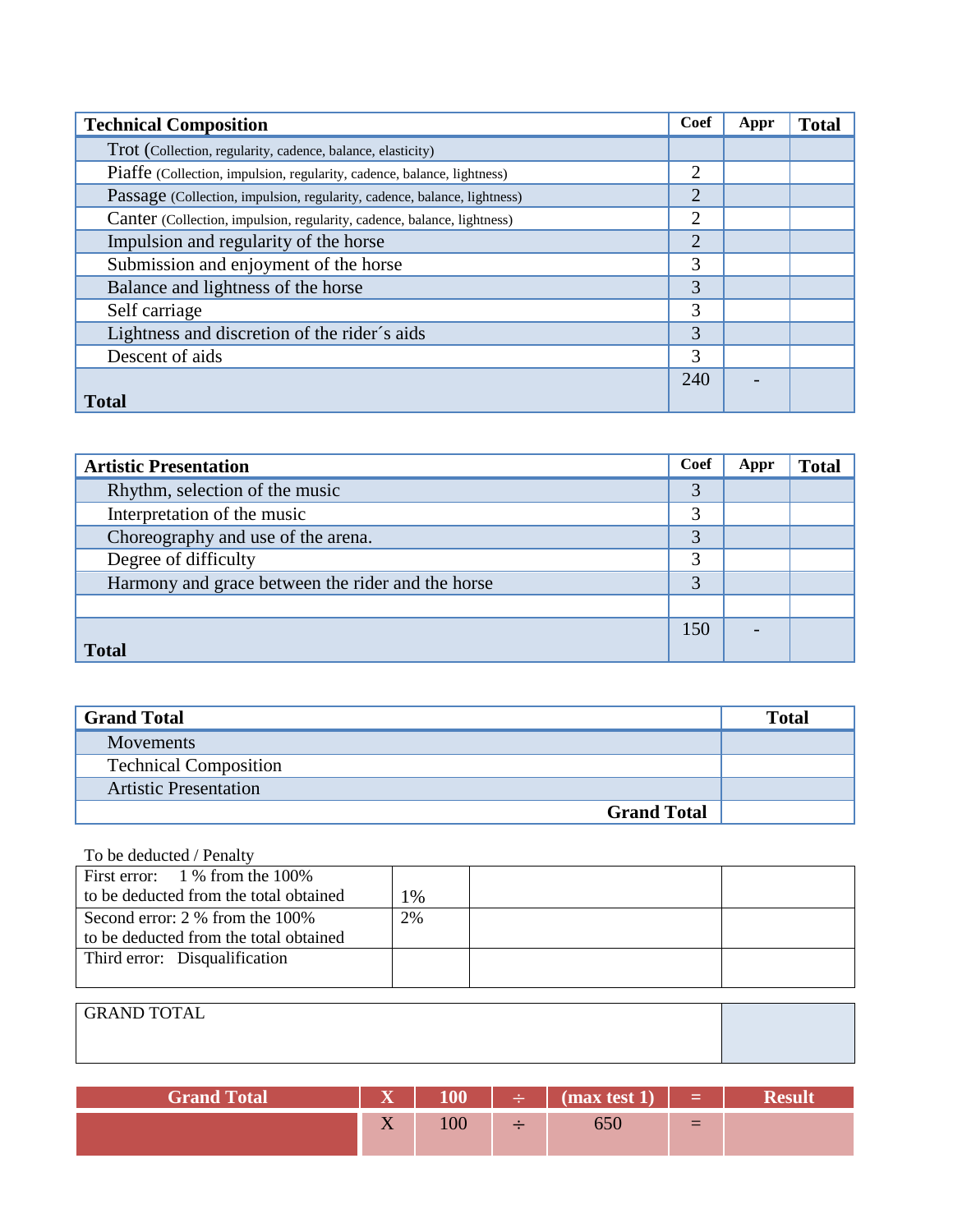| Technical Composition | Coef | Appr | Total |
|---|---|---|---|
| Trot (Collection, regularity, cadence, balance, elasticity) | | | |
| Piaffe (Collection, impulsion, regularity, cadence, balance, lightness) | 2 | | |
| Passage (Collection, impulsion, regularity, cadence, balance, lightness) | 2 | | |
| Canter (Collection, impulsion, regularity, cadence, balance, lightness) | 2 | | |
| Impulsion and regularity of the horse | 2 | | |
| Submission and enjoyment of the horse | 3 | | |
| Balance and lightness of the horse | 3 | | |
| Self carriage | 3 | | |
| Lightness and discretion of the rider´s aids | 3 | | |
| Descent of aids | 3 | | |
| **Total** | 240 | - | |

| Artistic Presentation | Coef | Appr | Total |
|---|---|---|---|
| Rhythm, selection of the music | 3 | | |
| Interpretation of the music | 3 | | |
| Choreography and use of the arena. | 3 | | |
| Degree of difficulty | 3 | | |
| Harmony and grace between the rider and the horse | 3 | | |
| | | | |
| **Total** | 150 | - | |

| Grand Total | Total |
|---|---|
| Movements | |
| Technical Composition | |
| Artistic Presentation | |
| **Grand Total** | |

To be deducted / Penalty

| | | | |
|---|---|---|---|
| First error: 1 % from the 100% to be deducted from the total obtained | 1% | | |
| Second error: 2 % from the 100% to be deducted from the total obtained | 2% | | |
| Third error: Disqualification | | | |

| GRAND TOTAL | |
|---|---|

| Grand Total | X | 100 | ÷ | (max test 1) | = | Result |
|---|---|---|---|---|---|---|
| | X | 100 | ÷ | 650 | = | |